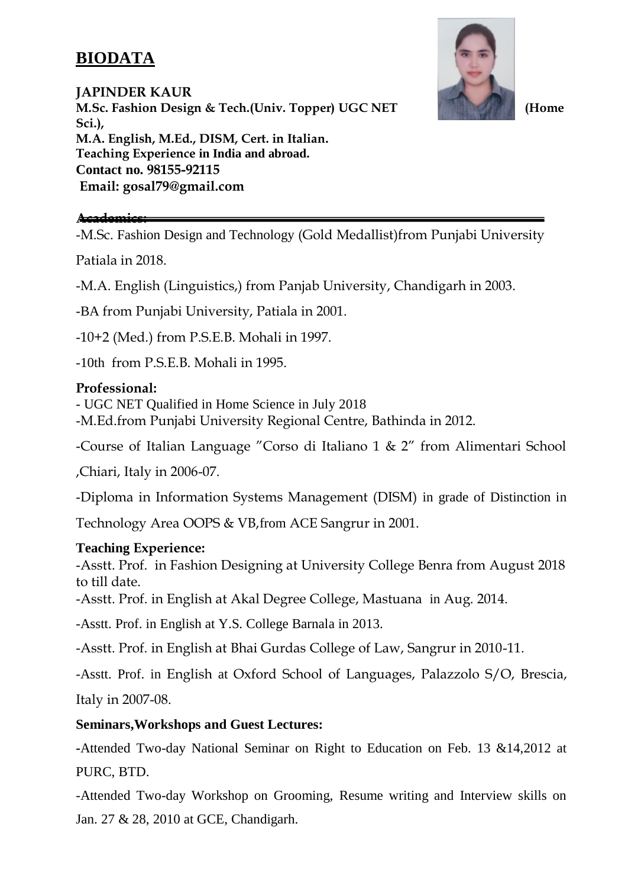# BIODATA

**JAPINDER KAUR**
**M.Sc. Fashion Design & Tech.(Univ. Topper) UGC NET (Home Sci.),**
**M.A. English, M.Ed., DISM, Cert. in Italian.**
**Teaching Experience in India and abroad.**
**Contact no. 98155-92115**
**Email: gosal79@gmail.com**

**Academics:**

-M.Sc. Fashion Design and Technology (Gold Medallist)from Punjabi University Patiala in 2018.

-M.A. English (Linguistics,) from Panjab University, Chandigarh in 2003.

-BA from Punjabi University, Patiala in 2001.

-10+2 (Med.) from P.S.E.B. Mohali in 1997.

-10th from P.S.E.B. Mohali in 1995.

**Professional:**

- UGC NET Qualified in Home Science in July 2018

-M.Ed.from Punjabi University Regional Centre, Bathinda in 2012.

-Course of Italian Language "Corso di Italiano 1 & 2" from Alimentari School ,Chiari, Italy in 2006-07.

-Diploma in Information Systems Management (DISM) in grade of Distinction in Technology Area OOPS & VB,from ACE Sangrur in 2001.

**Teaching Experience:**

-Asstt. Prof. in Fashion Designing at University College Benra from August 2018 to till date.

-Asstt. Prof. in English at Akal Degree College, Mastuana in Aug. 2014.

-Asstt. Prof. in English at Y.S. College Barnala in 2013.

-Asstt. Prof. in English at Bhai Gurdas College of Law, Sangrur in 2010-11.

-Asstt. Prof. in English at Oxford School of Languages, Palazzolo S/O, Brescia, Italy in 2007-08.

**Seminars,Workshops and Guest Lectures:**

-Attended Two-day National Seminar on Right to Education on Feb. 13 &14,2012 at PURC, BTD.

-Attended Two-day Workshop on Grooming, Resume writing and Interview skills on Jan. 27 & 28, 2010 at GCE, Chandigarh.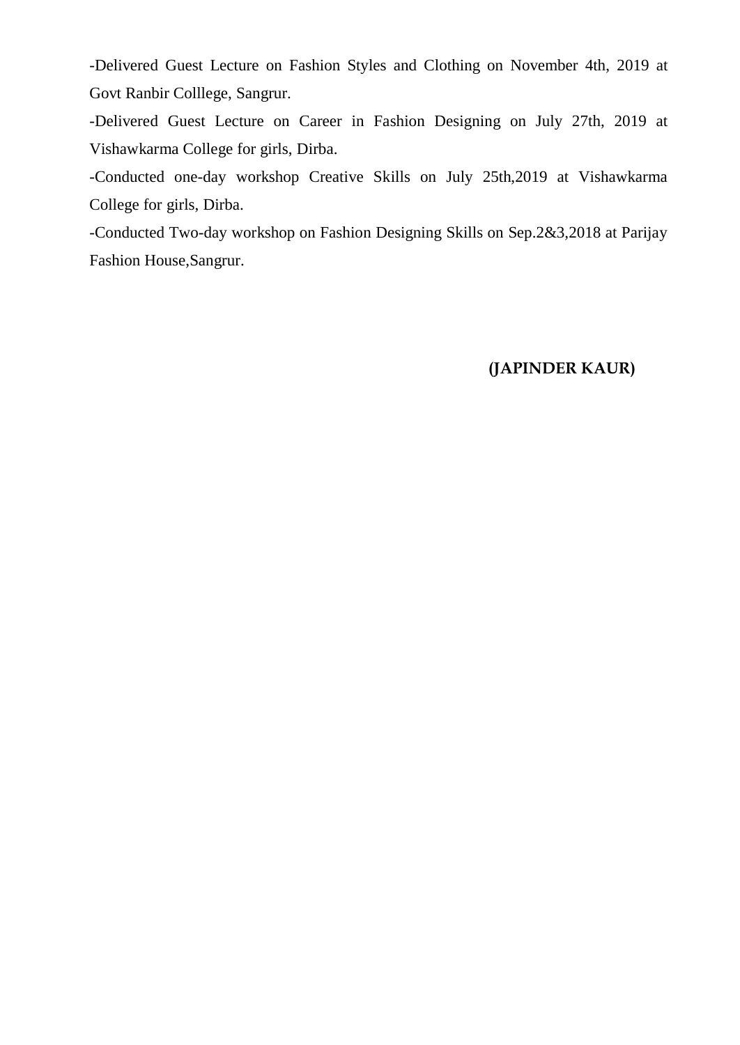-Delivered Guest Lecture on Fashion Styles and Clothing on November 4th, 2019 at Govt Ranbir Colllege, Sangrur.

-Delivered Guest Lecture on Career in Fashion Designing on July 27th, 2019 at Vishawkarma College for girls, Dirba.

-Conducted one-day workshop Creative Skills on July 25th,2019 at Vishawkarma College for girls, Dirba.

-Conducted Two-day workshop on Fashion Designing Skills on Sep.2&3,2018 at Parijay Fashion House,Sangrur.

**(JAPINDER KAUR)**